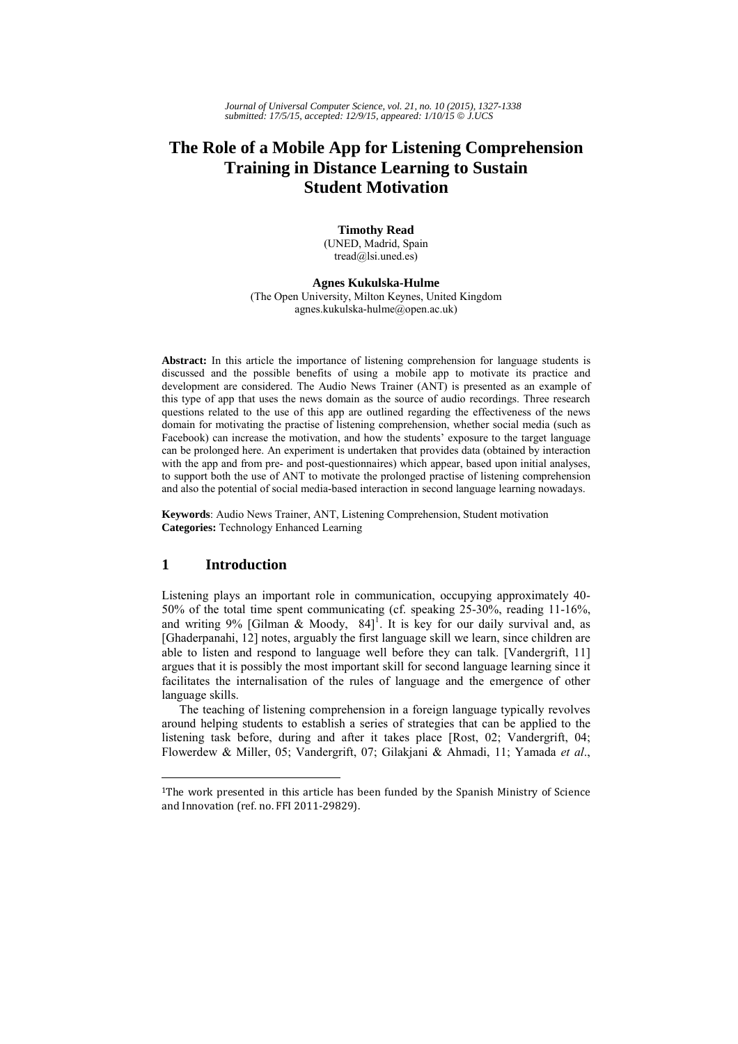# The Role of a Mobile App for Listening Comprehension Training in Distance Learning to Sustain Student Motivation

**Timothy Read**
(UNED, Madrid, Spain
tread@lsi.uned.es)

**Agnes Kukulska-Hulme**
(The Open University, Milton Keynes, United Kingdom
agnes.kukulska-hulme@open.ac.uk)

**Abstract:** In this article the importance of listening comprehension for language students is discussed and the possible benefits of using a mobile app to motivate its practice and development are considered. The Audio News Trainer (ANT) is presented as an example of this type of app that uses the news domain as the source of audio recordings. Three research questions related to the use of this app are outlined regarding the effectiveness of the news domain for motivating the practise of listening comprehension, whether social media (such as Facebook) can increase the motivation, and how the students' exposure to the target language can be prolonged here. An experiment is undertaken that provides data (obtained by interaction with the app and from pre- and post-questionnaires) which appear, based upon initial analyses, to support both the use of ANT to motivate the prolonged practise of listening comprehension and also the potential of social media-based interaction in second language learning nowadays.

**Keywords**: Audio News Trainer, ANT, Listening Comprehension, Student motivation
**Categories:** Technology Enhanced Learning

## 1 Introduction

Listening plays an important role in communication, occupying approximately 40-50% of the total time spent communicating (cf. speaking 25-30%, reading 11-16%, and writing 9% [Gilman & Moody, 84][1]. It is key for our daily survival and, as [Ghaderpanahi, 12] notes, arguably the first language skill we learn, since children are able to listen and respond to language well before they can talk. [Vandergrift, 11] argues that it is possibly the most important skill for second language learning since it facilitates the internalisation of the rules of language and the emergence of other language skills.

The teaching of listening comprehension in a foreign language typically revolves around helping students to establish a series of strategies that can be applied to the listening task before, during and after it takes place [Rost, 02; Vandergrift, 04; Flowerdew & Miller, 05; Vandergrift, 07; Gilakjani & Ahmadi, 11; Yamada *et al*.,

[1] The work presented in this article has been funded by the Spanish Ministry of Science and Innovation (ref. no. FFI 2011-29829).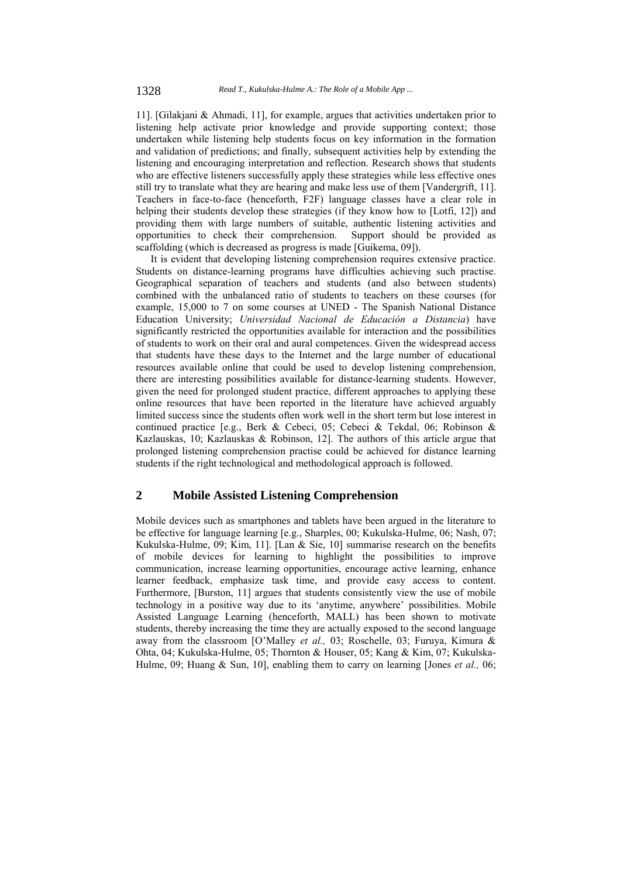11]. [Gilakjani & Ahmadi, 11], for example, argues that activities undertaken prior to listening help activate prior knowledge and provide supporting context; those undertaken while listening help students focus on key information in the formation and validation of predictions; and finally, subsequent activities help by extending the listening and encouraging interpretation and reflection. Research shows that students who are effective listeners successfully apply these strategies while less effective ones still try to translate what they are hearing and make less use of them [Vandergrift, 11]. Teachers in face-to-face (henceforth, F2F) language classes have a clear role in helping their students develop these strategies (if they know how to [Lotfi, 12]) and providing them with large numbers of suitable, authentic listening activities and opportunities to check their comprehension. Support should be provided as scaffolding (which is decreased as progress is made [Guikema, 09]).

It is evident that developing listening comprehension requires extensive practice. Students on distance-learning programs have difficulties achieving such practise. Geographical separation of teachers and students (and also between students) combined with the unbalanced ratio of students to teachers on these courses (for example, 15,000 to 7 on some courses at UNED - The Spanish National Distance Education University; *Universidad Nacional de Educación a Distancia*) have significantly restricted the opportunities available for interaction and the possibilities of students to work on their oral and aural competences. Given the widespread access that students have these days to the Internet and the large number of educational resources available online that could be used to develop listening comprehension, there are interesting possibilities available for distance-learning students. However, given the need for prolonged student practice, different approaches to applying these online resources that have been reported in the literature have achieved arguably limited success since the students often work well in the short term but lose interest in continued practice [e.g., Berk & Cebeci, 05; Cebeci & Tekdal, 06; Robinson & Kazlauskas, 10; Kazlauskas & Robinson, 12]. The authors of this article argue that prolonged listening comprehension practise could be achieved for distance learning students if the right technological and methodological approach is followed.

## 2 Mobile Assisted Listening Comprehension

Mobile devices such as smartphones and tablets have been argued in the literature to be effective for language learning [e.g., Sharples, 00; Kukulska-Hulme, 06; Nash, 07; Kukulska-Hulme, 09; Kim, 11]. [Lan & Sie, 10] summarise research on the benefits of mobile devices for learning to highlight the possibilities to improve communication, increase learning opportunities, encourage active learning, enhance learner feedback, emphasize task time, and provide easy access to content. Furthermore, [Burston, 11] argues that students consistently view the use of mobile technology in a positive way due to its 'anytime, anywhere' possibilities. Mobile Assisted Language Learning (henceforth, MALL) has been shown to motivate students, thereby increasing the time they are actually exposed to the second language away from the classroom [O'Malley *et al.,* 03; Roschelle, 03; Furuya, Kimura & Ohta, 04; Kukulska-Hulme, 05; Thornton & Houser, 05; Kang & Kim, 07; Kukulska-Hulme, 09; Huang & Sun, 10], enabling them to carry on learning [Jones *et al.,* 06;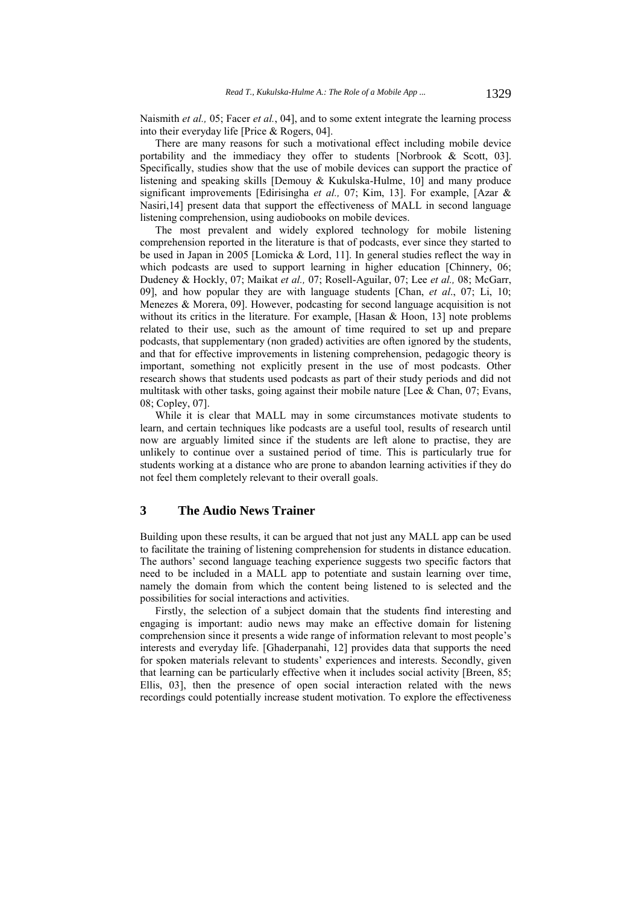Naismith *et al.,* 05; Facer *et al.*, 04], and to some extent integrate the learning process into their everyday life [Price & Rogers, 04].

There are many reasons for such a motivational effect including mobile device portability and the immediacy they offer to students [Norbrook & Scott, 03]. Specifically, studies show that the use of mobile devices can support the practice of listening and speaking skills [Demouy & Kukulska-Hulme, 10] and many produce significant improvements [Edirisingha *et al.,* 07; Kim, 13]. For example, [Azar & Nasiri,14] present data that support the effectiveness of MALL in second language listening comprehension, using audiobooks on mobile devices.

The most prevalent and widely explored technology for mobile listening comprehension reported in the literature is that of podcasts, ever since they started to be used in Japan in 2005 [Lomicka & Lord, 11]. In general studies reflect the way in which podcasts are used to support learning in higher education [Chinnery, 06; Dudeney & Hockly, 07; Maikat *et al.,* 07; Rosell-Aguilar, 07; Lee *et al.,* 08; McGarr, 09], and how popular they are with language students [Chan, *et al*., 07; Li, 10; Menezes & Morera, 09]. However, podcasting for second language acquisition is not without its critics in the literature. For example, [Hasan & Hoon, 13] note problems related to their use, such as the amount of time required to set up and prepare podcasts, that supplementary (non graded) activities are often ignored by the students, and that for effective improvements in listening comprehension, pedagogic theory is important, something not explicitly present in the use of most podcasts. Other research shows that students used podcasts as part of their study periods and did not multitask with other tasks, going against their mobile nature [Lee & Chan, 07; Evans, 08; Copley, 07].

While it is clear that MALL may in some circumstances motivate students to learn, and certain techniques like podcasts are a useful tool, results of research until now are arguably limited since if the students are left alone to practise, they are unlikely to continue over a sustained period of time. This is particularly true for students working at a distance who are prone to abandon learning activities if they do not feel them completely relevant to their overall goals.

## 3 The Audio News Trainer

Building upon these results, it can be argued that not just any MALL app can be used to facilitate the training of listening comprehension for students in distance education. The authors' second language teaching experience suggests two specific factors that need to be included in a MALL app to potentiate and sustain learning over time, namely the domain from which the content being listened to is selected and the possibilities for social interactions and activities.

Firstly, the selection of a subject domain that the students find interesting and engaging is important: audio news may make an effective domain for listening comprehension since it presents a wide range of information relevant to most people's interests and everyday life. [Ghaderpanahi, 12] provides data that supports the need for spoken materials relevant to students' experiences and interests. Secondly, given that learning can be particularly effective when it includes social activity [Breen, 85; Ellis, 03], then the presence of open social interaction related with the news recordings could potentially increase student motivation. To explore the effectiveness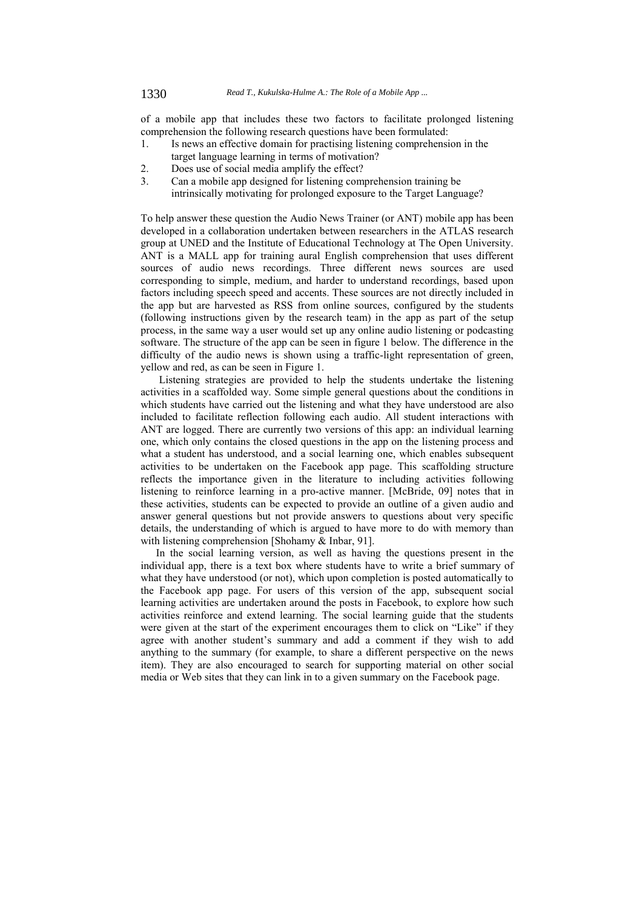of a mobile app that includes these two factors to facilitate prolonged listening comprehension the following research questions have been formulated:

1. Is news an effective domain for practising listening comprehension in the target language learning in terms of motivation?
2. Does use of social media amplify the effect?
3. Can a mobile app designed for listening comprehension training be intrinsically motivating for prolonged exposure to the Target Language?

To help answer these question the Audio News Trainer (or ANT) mobile app has been developed in a collaboration undertaken between researchers in the ATLAS research group at UNED and the Institute of Educational Technology at The Open University. ANT is a MALL app for training aural English comprehension that uses different sources of audio news recordings. Three different news sources are used corresponding to simple, medium, and harder to understand recordings, based upon factors including speech speed and accents. These sources are not directly included in the app but are harvested as RSS from online sources, configured by the students (following instructions given by the research team) in the app as part of the setup process, in the same way a user would set up any online audio listening or podcasting software. The structure of the app can be seen in figure 1 below. The difference in the difficulty of the audio news is shown using a traffic-light representation of green, yellow and red, as can be seen in Figure 1.

Listening strategies are provided to help the students undertake the listening activities in a scaffolded way. Some simple general questions about the conditions in which students have carried out the listening and what they have understood are also included to facilitate reflection following each audio. All student interactions with ANT are logged. There are currently two versions of this app: an individual learning one, which only contains the closed questions in the app on the listening process and what a student has understood, and a social learning one, which enables subsequent activities to be undertaken on the Facebook app page. This scaffolding structure reflects the importance given in the literature to including activities following listening to reinforce learning in a pro-active manner. [McBride, 09] notes that in these activities, students can be expected to provide an outline of a given audio and answer general questions but not provide answers to questions about very specific details, the understanding of which is argued to have more to do with memory than with listening comprehension [Shohamy & Inbar, 91].

In the social learning version, as well as having the questions present in the individual app, there is a text box where students have to write a brief summary of what they have understood (or not), which upon completion is posted automatically to the Facebook app page. For users of this version of the app, subsequent social learning activities are undertaken around the posts in Facebook, to explore how such activities reinforce and extend learning. The social learning guide that the students were given at the start of the experiment encourages them to click on "Like" if they agree with another student's summary and add a comment if they wish to add anything to the summary (for example, to share a different perspective on the news item). They are also encouraged to search for supporting material on other social media or Web sites that they can link in to a given summary on the Facebook page.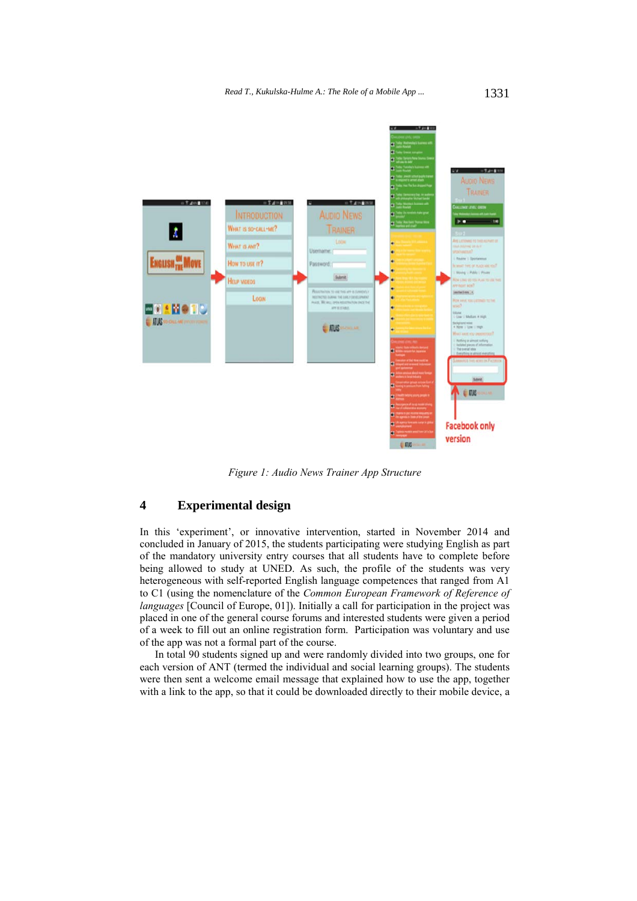Figure 1: Audio News Trainer App Structure

## 4 Experimental design

In this 'experiment', or innovative intervention, started in November 2014 and concluded in January of 2015, the students participating were studying English as part of the mandatory university entry courses that all students have to complete before being allowed to study at UNED. As such, the profile of the students was very heterogeneous with self-reported English language competences that ranged from A1 to C1 (using the nomenclature of the *Common European Framework of Reference of languages* [Council of Europe, 01]). Initially a call for participation in the project was placed in one of the general course forums and interested students were given a period of a week to fill out an online registration form. Participation was voluntary and use of the app was not a formal part of the course.

In total 90 students signed up and were randomly divided into two groups, one for each version of ANT (termed the individual and social learning groups). The students were then sent a welcome email message that explained how to use the app, together with a link to the app, so that it could be downloaded directly to their mobile device, a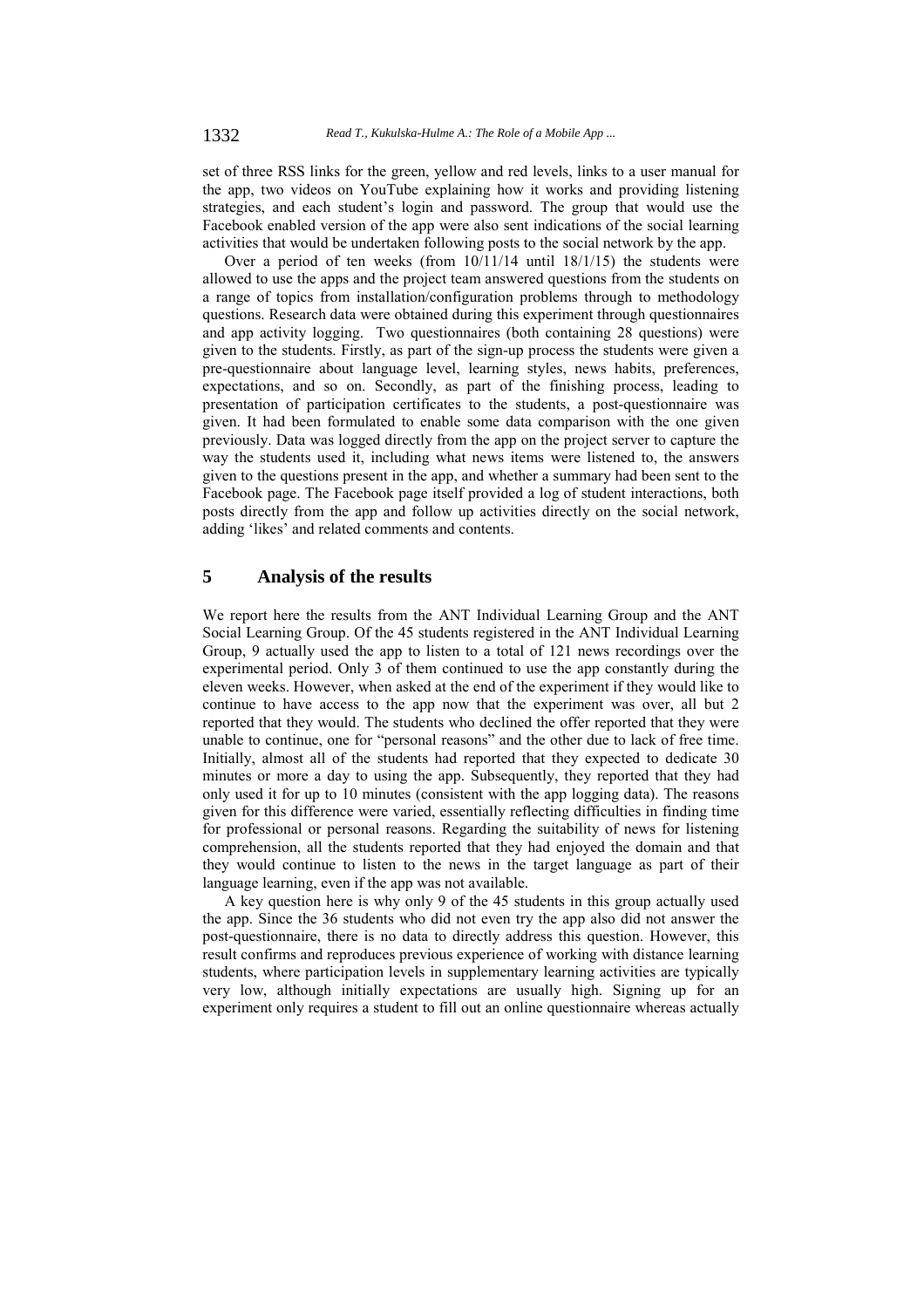set of three RSS links for the green, yellow and red levels, links to a user manual for the app, two videos on YouTube explaining how it works and providing listening strategies, and each student's login and password. The group that would use the Facebook enabled version of the app were also sent indications of the social learning activities that would be undertaken following posts to the social network by the app.

Over a period of ten weeks (from 10/11/14 until 18/1/15) the students were allowed to use the apps and the project team answered questions from the students on a range of topics from installation/configuration problems through to methodology questions. Research data were obtained during this experiment through questionnaires and app activity logging. Two questionnaires (both containing 28 questions) were given to the students. Firstly, as part of the sign-up process the students were given a pre-questionnaire about language level, learning styles, news habits, preferences, expectations, and so on. Secondly, as part of the finishing process, leading to presentation of participation certificates to the students, a post-questionnaire was given. It had been formulated to enable some data comparison with the one given previously. Data was logged directly from the app on the project server to capture the way the students used it, including what news items were listened to, the answers given to the questions present in the app, and whether a summary had been sent to the Facebook page. The Facebook page itself provided a log of student interactions, both posts directly from the app and follow up activities directly on the social network, adding 'likes' and related comments and contents.

## 5 Analysis of the results

We report here the results from the ANT Individual Learning Group and the ANT Social Learning Group. Of the 45 students registered in the ANT Individual Learning Group, 9 actually used the app to listen to a total of 121 news recordings over the experimental period. Only 3 of them continued to use the app constantly during the eleven weeks. However, when asked at the end of the experiment if they would like to continue to have access to the app now that the experiment was over, all but 2 reported that they would. The students who declined the offer reported that they were unable to continue, one for "personal reasons" and the other due to lack of free time. Initially, almost all of the students had reported that they expected to dedicate 30 minutes or more a day to using the app. Subsequently, they reported that they had only used it for up to 10 minutes (consistent with the app logging data). The reasons given for this difference were varied, essentially reflecting difficulties in finding time for professional or personal reasons. Regarding the suitability of news for listening comprehension, all the students reported that they had enjoyed the domain and that they would continue to listen to the news in the target language as part of their language learning, even if the app was not available.

A key question here is why only 9 of the 45 students in this group actually used the app. Since the 36 students who did not even try the app also did not answer the post-questionnaire, there is no data to directly address this question. However, this result confirms and reproduces previous experience of working with distance learning students, where participation levels in supplementary learning activities are typically very low, although initially expectations are usually high. Signing up for an experiment only requires a student to fill out an online questionnaire whereas actually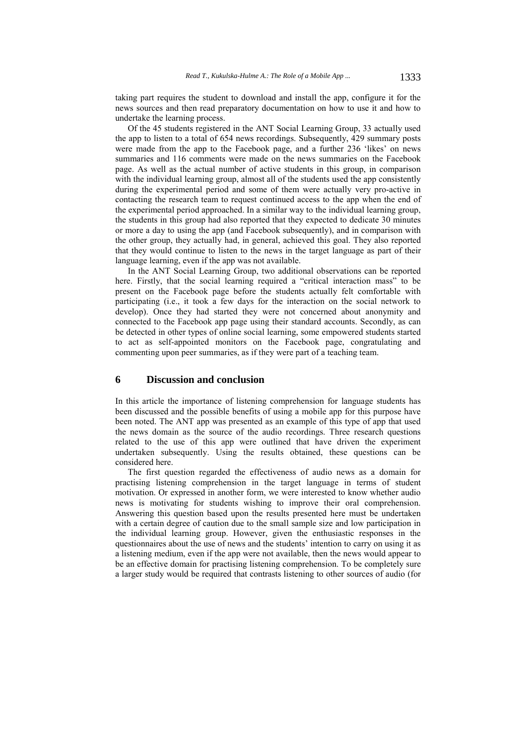taking part requires the student to download and install the app, configure it for the news sources and then read preparatory documentation on how to use it and how to undertake the learning process.

Of the 45 students registered in the ANT Social Learning Group, 33 actually used the app to listen to a total of 654 news recordings. Subsequently, 429 summary posts were made from the app to the Facebook page, and a further 236 'likes' on news summaries and 116 comments were made on the news summaries on the Facebook page. As well as the actual number of active students in this group, in comparison with the individual learning group, almost all of the students used the app consistently during the experimental period and some of them were actually very pro-active in contacting the research team to request continued access to the app when the end of the experimental period approached. In a similar way to the individual learning group, the students in this group had also reported that they expected to dedicate 30 minutes or more a day to using the app (and Facebook subsequently), and in comparison with the other group, they actually had, in general, achieved this goal. They also reported that they would continue to listen to the news in the target language as part of their language learning, even if the app was not available.

In the ANT Social Learning Group, two additional observations can be reported here. Firstly, that the social learning required a "critical interaction mass" to be present on the Facebook page before the students actually felt comfortable with participating (i.e., it took a few days for the interaction on the social network to develop). Once they had started they were not concerned about anonymity and connected to the Facebook app page using their standard accounts. Secondly, as can be detected in other types of online social learning, some empowered students started to act as self-appointed monitors on the Facebook page, congratulating and commenting upon peer summaries, as if they were part of a teaching team.

## 6 Discussion and conclusion

In this article the importance of listening comprehension for language students has been discussed and the possible benefits of using a mobile app for this purpose have been noted. The ANT app was presented as an example of this type of app that used the news domain as the source of the audio recordings. Three research questions related to the use of this app were outlined that have driven the experiment undertaken subsequently. Using the results obtained, these questions can be considered here.

The first question regarded the effectiveness of audio news as a domain for practising listening comprehension in the target language in terms of student motivation. Or expressed in another form, we were interested to know whether audio news is motivating for students wishing to improve their oral comprehension. Answering this question based upon the results presented here must be undertaken with a certain degree of caution due to the small sample size and low participation in the individual learning group. However, given the enthusiastic responses in the questionnaires about the use of news and the students' intention to carry on using it as a listening medium, even if the app were not available, then the news would appear to be an effective domain for practising listening comprehension. To be completely sure a larger study would be required that contrasts listening to other sources of audio (for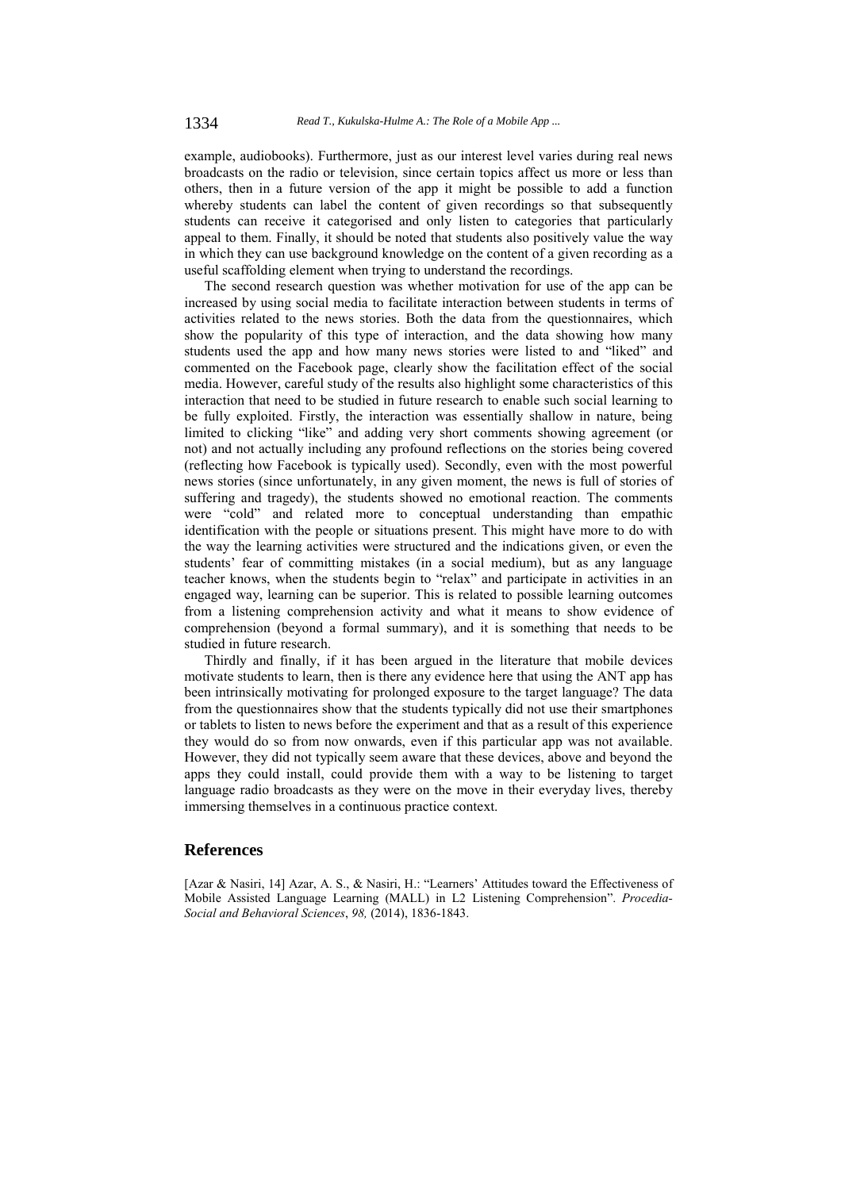example, audiobooks). Furthermore, just as our interest level varies during real news broadcasts on the radio or television, since certain topics affect us more or less than others, then in a future version of the app it might be possible to add a function whereby students can label the content of given recordings so that subsequently students can receive it categorised and only listen to categories that particularly appeal to them. Finally, it should be noted that students also positively value the way in which they can use background knowledge on the content of a given recording as a useful scaffolding element when trying to understand the recordings.

The second research question was whether motivation for use of the app can be increased by using social media to facilitate interaction between students in terms of activities related to the news stories. Both the data from the questionnaires, which show the popularity of this type of interaction, and the data showing how many students used the app and how many news stories were listed to and "liked" and commented on the Facebook page, clearly show the facilitation effect of the social media. However, careful study of the results also highlight some characteristics of this interaction that need to be studied in future research to enable such social learning to be fully exploited. Firstly, the interaction was essentially shallow in nature, being limited to clicking "like" and adding very short comments showing agreement (or not) and not actually including any profound reflections on the stories being covered (reflecting how Facebook is typically used). Secondly, even with the most powerful news stories (since unfortunately, in any given moment, the news is full of stories of suffering and tragedy), the students showed no emotional reaction. The comments were "cold" and related more to conceptual understanding than empathic identification with the people or situations present. This might have more to do with the way the learning activities were structured and the indications given, or even the students' fear of committing mistakes (in a social medium), but as any language teacher knows, when the students begin to "relax" and participate in activities in an engaged way, learning can be superior. This is related to possible learning outcomes from a listening comprehension activity and what it means to show evidence of comprehension (beyond a formal summary), and it is something that needs to be studied in future research.

Thirdly and finally, if it has been argued in the literature that mobile devices motivate students to learn, then is there any evidence here that using the ANT app has been intrinsically motivating for prolonged exposure to the target language? The data from the questionnaires show that the students typically did not use their smartphones or tablets to listen to news before the experiment and that as a result of this experience they would do so from now onwards, even if this particular app was not available. However, they did not typically seem aware that these devices, above and beyond the apps they could install, could provide them with a way to be listening to target language radio broadcasts as they were on the move in their everyday lives, thereby immersing themselves in a continuous practice context.

## References

[Azar & Nasiri, 14] Azar, A. S., & Nasiri, H.: "Learners' Attitudes toward the Effectiveness of Mobile Assisted Language Learning (MALL) in L2 Listening Comprehension". *Procedia-Social and Behavioral Sciences*, *98,* (2014), 1836-1843.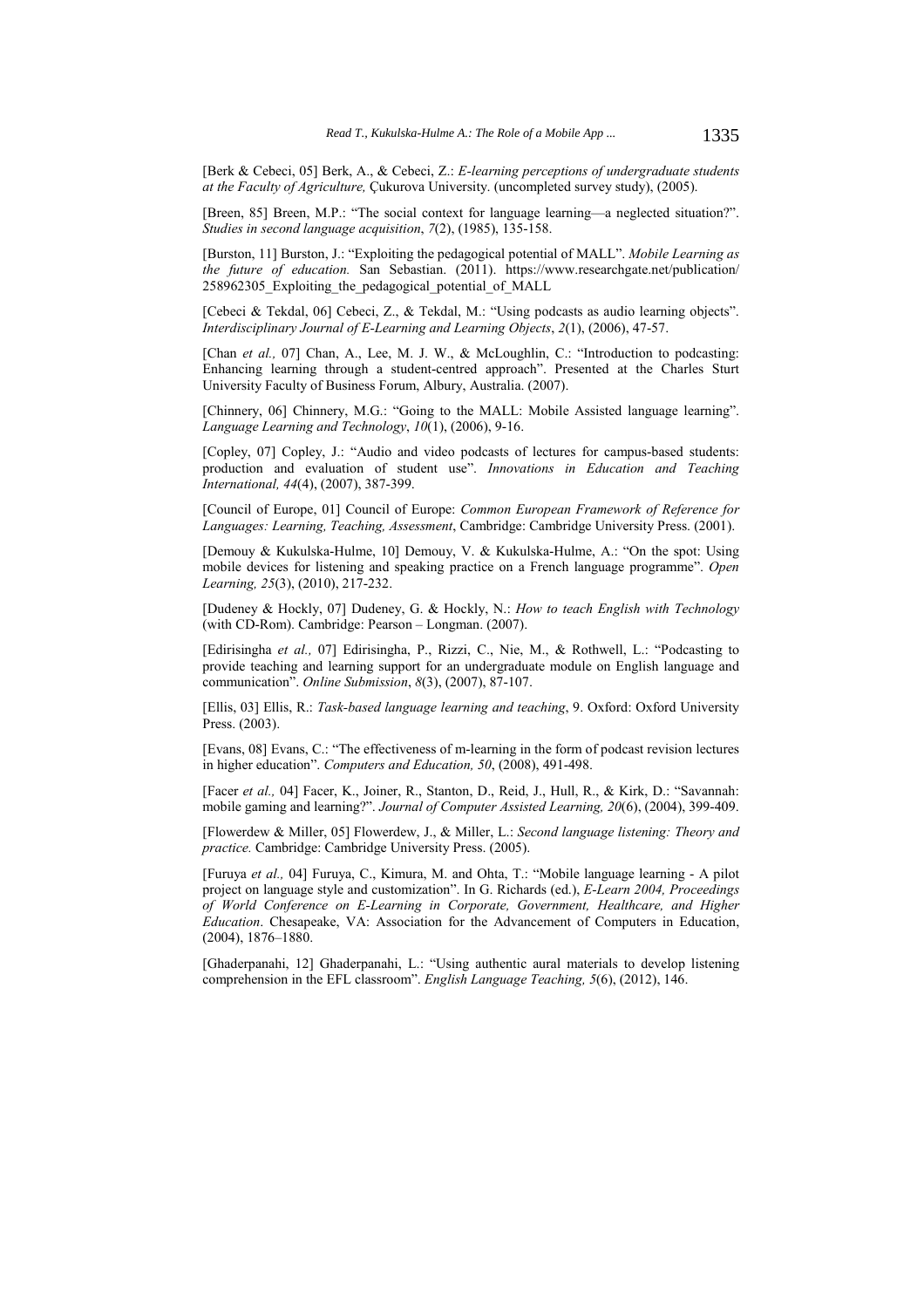[Berk & Cebeci, 05] Berk, A., & Cebeci, Z.: *E-learning perceptions of undergraduate students at the Faculty of Agriculture,* Çukurova University. (uncompleted survey study), (2005).

[Breen, 85] Breen, M.P.: "The social context for language learning—a neglected situation?". *Studies in second language acquisition*, *7*(2), (1985), 135-158.

[Burston, 11] Burston, J.: "Exploiting the pedagogical potential of MALL". *Mobile Learning as the future of education.* San Sebastian. (2011). https://www.researchgate.net/publication/258962305_Exploiting_the_pedagogical_potential_of_MALL

[Cebeci & Tekdal, 06] Cebeci, Z., & Tekdal, M.: "Using podcasts as audio learning objects". *Interdisciplinary Journal of E-Learning and Learning Objects*, *2*(1), (2006), 47-57.

[Chan *et al.,* 07] Chan, A., Lee, M. J. W., & McLoughlin, C.: "Introduction to podcasting: Enhancing learning through a student-centred approach". Presented at the Charles Sturt University Faculty of Business Forum, Albury, Australia. (2007).

[Chinnery, 06] Chinnery, M.G.: "Going to the MALL: Mobile Assisted language learning". *Language Learning and Technology*, *10*(1), (2006), 9-16.

[Copley, 07] Copley, J.: "Audio and video podcasts of lectures for campus-based students: production and evaluation of student use". *Innovations in Education and Teaching International, 44*(4), (2007), 387-399.

[Council of Europe, 01] Council of Europe: *Common European Framework of Reference for Languages: Learning, Teaching, Assessment*, Cambridge: Cambridge University Press. (2001).

[Demouy & Kukulska-Hulme, 10] Demouy, V. & Kukulska-Hulme, A.: "On the spot: Using mobile devices for listening and speaking practice on a French language programme". *Open Learning, 25*(3), (2010), 217-232.

[Dudeney & Hockly, 07] Dudeney, G. & Hockly, N.: *How to teach English with Technology* (with CD-Rom). Cambridge: Pearson – Longman. (2007).

[Edirisingha *et al.,* 07] Edirisingha, P., Rizzi, C., Nie, M., & Rothwell, L.: "Podcasting to provide teaching and learning support for an undergraduate module on English language and communication". *Online Submission*, *8*(3), (2007), 87-107.

[Ellis, 03] Ellis, R.: *Task-based language learning and teaching*, 9. Oxford: Oxford University Press. (2003).

[Evans, 08] Evans, C.: "The effectiveness of m-learning in the form of podcast revision lectures in higher education". *Computers and Education, 50*, (2008), 491-498.

[Facer *et al.,* 04] Facer, K., Joiner, R., Stanton, D., Reid, J., Hull, R., & Kirk, D.: "Savannah: mobile gaming and learning?". *Journal of Computer Assisted Learning, 20*(6), (2004), 399-409.

[Flowerdew & Miller, 05] Flowerdew, J., & Miller, L.: *Second language listening: Theory and practice.* Cambridge: Cambridge University Press. (2005).

[Furuya *et al.,* 04] Furuya, C., Kimura, M. and Ohta, T.: "Mobile language learning - A pilot project on language style and customization". In G. Richards (ed.), *E-Learn 2004, Proceedings of World Conference on E-Learning in Corporate, Government, Healthcare, and Higher Education*. Chesapeake, VA: Association for the Advancement of Computers in Education, (2004), 1876–1880.

[Ghaderpanahi, 12] Ghaderpanahi, L.: "Using authentic aural materials to develop listening comprehension in the EFL classroom". *English Language Teaching, 5*(6), (2012), 146.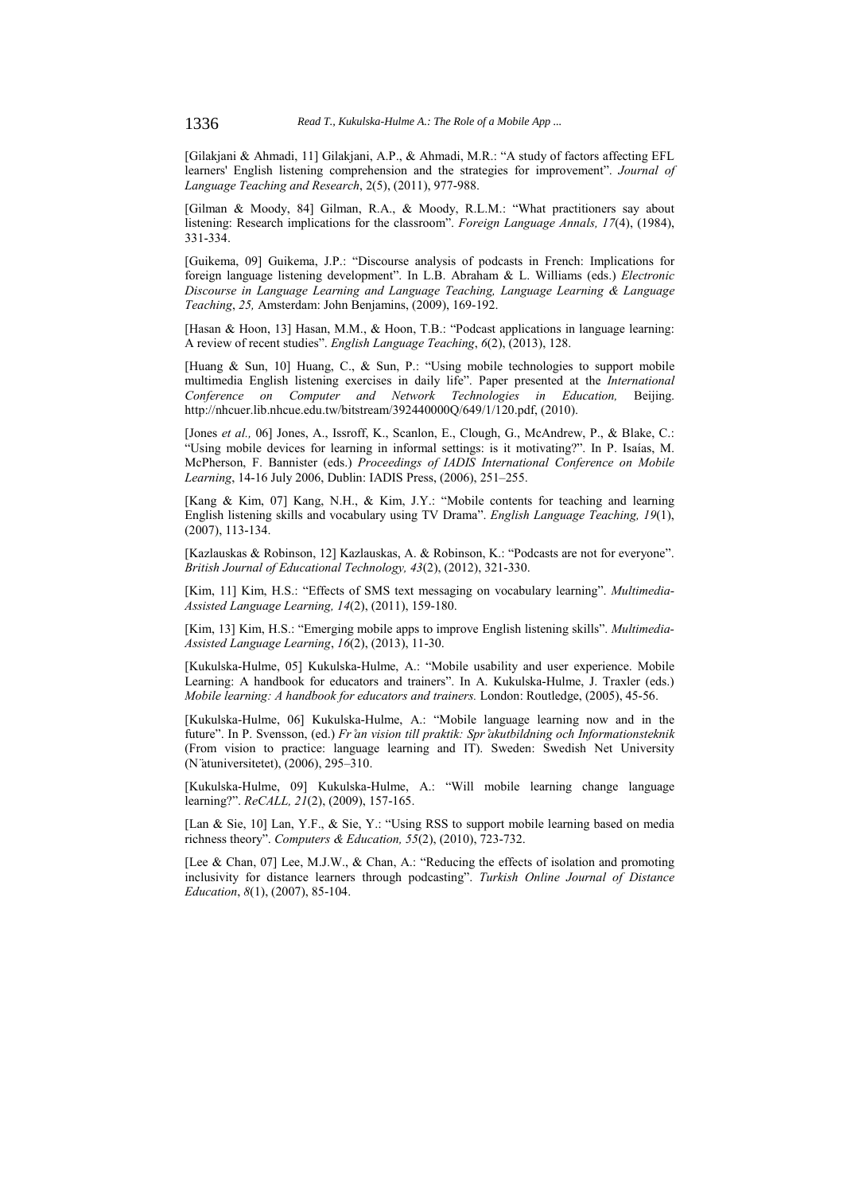[Gilakjani & Ahmadi, 11] Gilakjani, A.P., & Ahmadi, M.R.: "A study of factors affecting EFL learners' English listening comprehension and the strategies for improvement". *Journal of Language Teaching and Research*, 2(5), (2011), 977-988.

[Gilman & Moody, 84] Gilman, R.A., & Moody, R.L.M.: "What practitioners say about listening: Research implications for the classroom". *Foreign Language Annals, 17*(4), (1984), 331-334.

[Guikema, 09] Guikema, J.P.: "Discourse analysis of podcasts in French: Implications for foreign language listening development". In L.B. Abraham & L. Williams (eds.) *Electronic Discourse in Language Learning and Language Teaching, Language Learning & Language Teaching*, *25,* Amsterdam: John Benjamins, (2009), 169-192.

[Hasan & Hoon, 13] Hasan, M.M., & Hoon, T.B.: "Podcast applications in language learning: A review of recent studies". *English Language Teaching*, *6*(2), (2013), 128.

[Huang & Sun, 10] Huang, C., & Sun, P.: "Using mobile technologies to support mobile multimedia English listening exercises in daily life". Paper presented at the *International Conference on Computer and Network Technologies in Education,* Beijing. http://nhcuer.lib.nhcue.edu.tw/bitstream/392440000Q/649/1/120.pdf, (2010).

[Jones *et al.,* 06] Jones, A., Issroff, K., Scanlon, E., Clough, G., McAndrew, P., & Blake, C.: "Using mobile devices for learning in informal settings: is it motivating?". In P. Isaías, M. McPherson, F. Bannister (eds.) *Proceedings of IADIS International Conference on Mobile Learning*, 14-16 July 2006, Dublin: IADIS Press, (2006), 251–255.

[Kang & Kim, 07] Kang, N.H., & Kim, J.Y.: "Mobile contents for teaching and learning English listening skills and vocabulary using TV Drama". *English Language Teaching, 19*(1), (2007), 113-134.

[Kazlauskas & Robinson, 12] Kazlauskas, A. & Robinson, K.: "Podcasts are not for everyone". *British Journal of Educational Technology, 43*(2), (2012), 321-330.

[Kim, 11] Kim, H.S.: "Effects of SMS text messaging on vocabulary learning". *Multimedia-Assisted Language Learning, 14*(2), (2011), 159-180.

[Kim, 13] Kim, H.S.: "Emerging mobile apps to improve English listening skills". *Multimedia-Assisted Language Learning*, *16*(2), (2013), 11-30.

[Kukulska-Hulme, 05] Kukulska-Hulme, A.: "Mobile usability and user experience. Mobile Learning: A handbook for educators and trainers". In A. Kukulska-Hulme, J. Traxler (eds.) *Mobile learning: A handbook for educators and trainers.* London: Routledge, (2005), 45-56.

[Kukulska-Hulme, 06] Kukulska-Hulme, A.: "Mobile language learning now and in the future". In P. Svensson, (ed.) *Fr ̊an vision till praktik: Spr ̊akutbildning och Informationsteknik* (From vision to practice: language learning and IT). Sweden: Swedish Net University (N ̈atuniversitetet), (2006), 295–310.

[Kukulska-Hulme, 09] Kukulska-Hulme, A.: "Will mobile learning change language learning?". *ReCALL, 21*(2), (2009), 157-165.

[Lan & Sie, 10] Lan, Y.F., & Sie, Y.: "Using RSS to support mobile learning based on media richness theory". *Computers & Education, 55*(2), (2010), 723-732.

[Lee & Chan, 07] Lee, M.J.W., & Chan, A.: "Reducing the effects of isolation and promoting inclusivity for distance learners through podcasting". *Turkish Online Journal of Distance Education*, *8*(1), (2007), 85-104.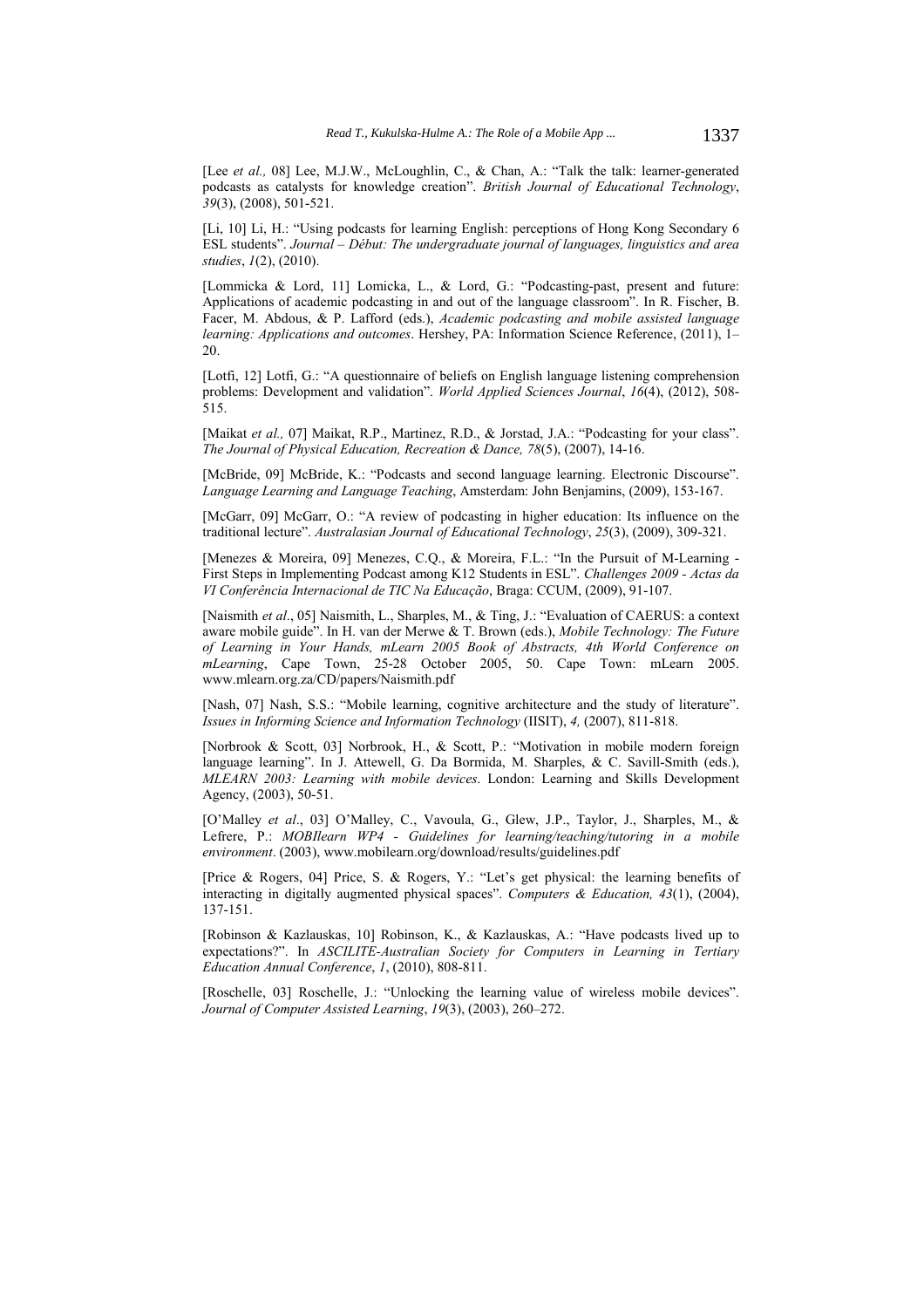[Lee *et al.,* 08] Lee, M.J.W., McLoughlin, C., & Chan, A.: "Talk the talk: learner-generated podcasts as catalysts for knowledge creation". *British Journal of Educational Technology*, *39*(3), (2008), 501-521.

[Li, 10] Li, H.: "Using podcasts for learning English: perceptions of Hong Kong Secondary 6 ESL students". *Journal – Début: The undergraduate journal of languages, linguistics and area studies*, *1*(2), (2010).

[Lommicka & Lord, 11] Lomicka, L., & Lord, G.: "Podcasting-past, present and future: Applications of academic podcasting in and out of the language classroom". In R. Fischer, B. Facer, M. Abdous, & P. Lafford (eds.), *Academic podcasting and mobile assisted language learning: Applications and outcomes*. Hershey, PA: Information Science Reference, (2011), 1–20.

[Lotfi, 12] Lotfi, G.: "A questionnaire of beliefs on English language listening comprehension problems: Development and validation". *World Applied Sciences Journal*, *16*(4), (2012), 508-515.

[Maikat *et al.,* 07] Maikat, R.P., Martinez, R.D., & Jorstad, J.A.: "Podcasting for your class". *The Journal of Physical Education, Recreation & Dance, 78*(5), (2007), 14-16.

[McBride, 09] McBride, K.: "Podcasts and second language learning. Electronic Discourse". *Language Learning and Language Teaching*, Amsterdam: John Benjamins, (2009), 153-167.

[McGarr, 09] McGarr, O.: "A review of podcasting in higher education: Its influence on the traditional lecture". *Australasian Journal of Educational Technology*, *25*(3), (2009), 309-321.

[Menezes & Moreira, 09] Menezes, C.Q., & Moreira, F.L.: "In the Pursuit of M-Learning - First Steps in Implementing Podcast among K12 Students in ESL". *Challenges 2009 - Actas da VI Conferência Internacional de TIC Na Educação*, Braga: CCUM, (2009), 91-107.

[Naismith *et al*., 05] Naismith, L., Sharples, M., & Ting, J.: "Evaluation of CAERUS: a context aware mobile guide". In H. van der Merwe & T. Brown (eds.), *Mobile Technology: The Future of Learning in Your Hands, mLearn 2005 Book of Abstracts, 4th World Conference on mLearning*, Cape Town, 25-28 October 2005, 50. Cape Town: mLearn 2005. www.mlearn.org.za/CD/papers/Naismith.pdf

[Nash, 07] Nash, S.S.: "Mobile learning, cognitive architecture and the study of literature". *Issues in Informing Science and Information Technology* (IISIT), *4,* (2007), 811-818.

[Norbrook & Scott, 03] Norbrook, H., & Scott, P.: "Motivation in mobile modern foreign language learning". In J. Attewell, G. Da Bormida, M. Sharples, & C. Savill-Smith (eds.), *MLEARN 2003: Learning with mobile devices*. London: Learning and Skills Development Agency, (2003), 50-51.

[O'Malley *et al*., 03] O'Malley, C., Vavoula, G., Glew, J.P., Taylor, J., Sharples, M., & Lefrere, P.: *MOBIlearn WP4 - Guidelines for learning/teaching/tutoring in a mobile environment*. (2003), www.mobilearn.org/download/results/guidelines.pdf

[Price & Rogers, 04] Price, S. & Rogers, Y.: "Let's get physical: the learning benefits of interacting in digitally augmented physical spaces". *Computers & Education, 43*(1), (2004), 137-151.

[Robinson & Kazlauskas, 10] Robinson, K., & Kazlauskas, A.: "Have podcasts lived up to expectations?". In *ASCILITE-Australian Society for Computers in Learning in Tertiary Education Annual Conference*, *1*, (2010), 808-811.

[Roschelle, 03] Roschelle, J.: "Unlocking the learning value of wireless mobile devices". *Journal of Computer Assisted Learning*, *19*(3), (2003), 260–272.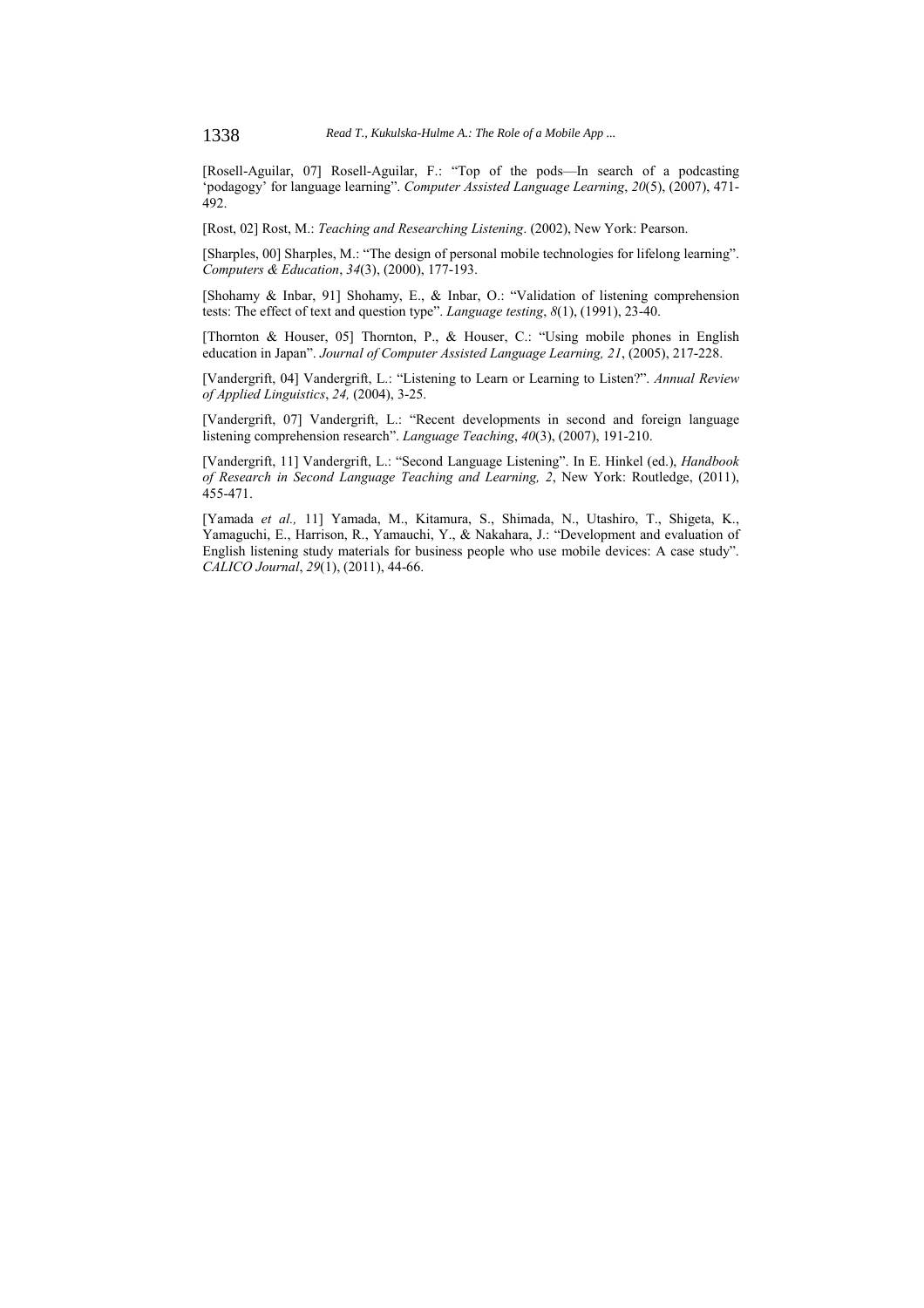[Rosell-Aguilar, 07] Rosell-Aguilar, F.: "Top of the pods—In search of a podcasting 'podagogy' for language learning". *Computer Assisted Language Learning*, *20*(5), (2007), 471-492.

[Rost, 02] Rost, M.: *Teaching and Researching Listening*. (2002), New York: Pearson.

[Sharples, 00] Sharples, M.: "The design of personal mobile technologies for lifelong learning". *Computers & Education*, *34*(3), (2000), 177-193.

[Shohamy & Inbar, 91] Shohamy, E., & Inbar, O.: "Validation of listening comprehension tests: The effect of text and question type". *Language testing*, *8*(1), (1991), 23-40.

[Thornton & Houser, 05] Thornton, P., & Houser, C.: "Using mobile phones in English education in Japan". *Journal of Computer Assisted Language Learning, 21*, (2005), 217-228.

[Vandergrift, 04] Vandergrift, L.: "Listening to Learn or Learning to Listen?". *Annual Review of Applied Linguistics*, *24,* (2004), 3-25.

[Vandergrift, 07] Vandergrift, L.: "Recent developments in second and foreign language listening comprehension research". *Language Teaching*, *40*(3), (2007), 191-210.

[Vandergrift, 11] Vandergrift, L.: "Second Language Listening". In E. Hinkel (ed.), *Handbook of Research in Second Language Teaching and Learning, 2*, New York: Routledge, (2011), 455-471.

[Yamada *et al.,* 11] Yamada, M., Kitamura, S., Shimada, N., Utashiro, T., Shigeta, K., Yamaguchi, E., Harrison, R., Yamauchi, Y., & Nakahara, J.: "Development and evaluation of English listening study materials for business people who use mobile devices: A case study". *CALICO Journal*, *29*(1), (2011), 44-66.